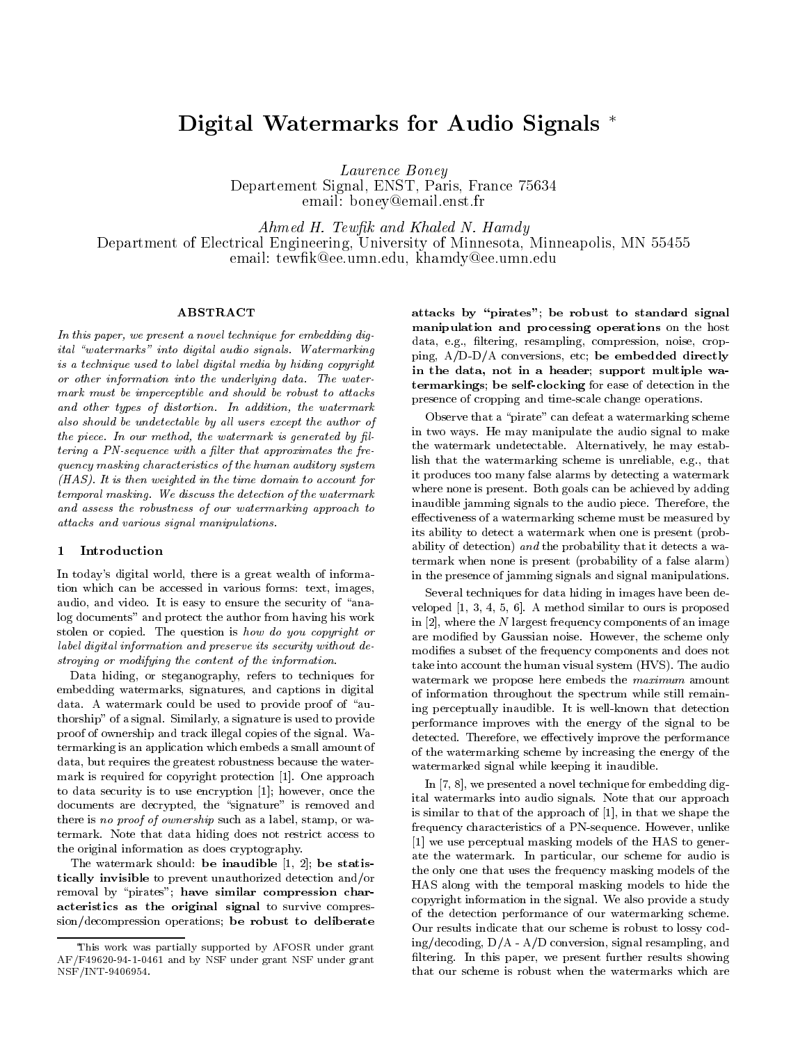# Digital Watermarks for Audio Signals *

*Laurence Boney*
Departement Signal, ENST, Paris, France 75634
email: boney@email.enst.fr

*Ahmed H. Tewfik and Khaled N. Hamdy*
Department of Electrical Engineering, University of Minnesota, Minneapolis, MN 55455
email: tewfik@ee.umn.edu, khamdy@ee.umn.edu

## ABSTRACT

*In this paper, we present a novel technique for embedding digital "watermarks" into digital audio signals. Watermarking is a technique used to label digital media by hiding copyright or other information into the underlying data. The watermark must be imperceptible and should be robust to attacks and other types of distortion. In addition, the watermark also should be undetectable by all users except the author of the piece. In our method, the watermark is generated by filtering a PN-sequence with a filter that approximates the frequency masking characteristics of the human auditory system (HAS). It is then weighted in the time domain to account for temporal masking. We discuss the detection of the watermark and assess the robustness of our watermarking approach to attacks and various signal manipulations.*

## 1 Introduction

In today's digital world, there is a great wealth of information which can be accessed in various forms: text, images, audio, and video. It is easy to ensure the security of "analog documents" and protect the author from having his work stolen or copied. The question is *how do you copyright or label digital information and preserve its security without destroying or modifying the content of the information.*

Data hiding, or steganography, refers to techniques for embedding watermarks, signatures, and captions in digital data. A watermark could be used to provide proof of "authorship" of a signal. Similarly, a signature is used to provide proof of ownership and track illegal copies of the signal. Watermarking is an application which embeds a small amount of data, but requires the greatest robustness because the watermark is required for copyright protection [1]. One approach to data security is to use encryption [1]; however, once the documents are decrypted, the "signature" is removed and there is *no proof of ownership* such as a label, stamp, or watermark. Note that data hiding does not restrict access to the original information as does cryptography.

The watermark should: **be inaudible** [1, 2]; **be statistically invisible** to prevent unauthorized detection and/or removal by "pirates"; **have similar compression characteristics as the original signal** to survive compression/decompression operations; **be robust to deliberate attacks by "pirates"**; **be robust to standard signal manipulation and processing operations** on the host data, e.g., filtering, resampling, compression, noise, cropping, A/D-D/A conversions, etc; **be embedded directly in the data, not in a header**; **support multiple watermarkings**; **be self-clocking** for ease of detection in the presence of cropping and time-scale change operations.

Observe that a "pirate" can defeat a watermarking scheme in two ways. He may manipulate the audio signal to make the watermark undetectable. Alternatively, he may establish that the watermarking scheme is unreliable, e.g., that it produces too many false alarms by detecting a watermark where none is present. Both goals can be achieved by adding inaudible jamming signals to the audio piece. Therefore, the effectiveness of a watermarking scheme must be measured by its ability to detect a watermark when one is present (probability of detection) *and* the probability that it detects a watermark when none is present (probability of a false alarm) in the presence of jamming signals and signal manipulations.

Several techniques for data hiding in images have been developed [1, 3, 4, 5, 6]. A method similar to ours is proposed in [2], where the $N$ largest frequency components of an image are modified by Gaussian noise. However, the scheme only modifies a subset of the frequency components and does not take into account the human visual system (HVS). The audio watermark we propose here embeds the *maximum* amount of information throughout the spectrum while still remaining perceptually inaudible. It is well-known that detection performance improves with the energy of the signal to be detected. Therefore, we effectively improve the performance of the watermarking scheme by increasing the energy of the watermarked signal while keeping it inaudible.

In [7, 8], we presented a novel technique for embedding digital watermarks into audio signals. Note that our approach is similar to that of the approach of [1], in that we shape the frequency characteristics of a PN-sequence. However, unlike [1] we use perceptual masking models of the HAS to generate the watermark. In particular, our scheme for audio is the only one that uses the frequency masking models of the HAS along with the temporal masking models to hide the copyright information in the signal. We also provide a study of the detection performance of our watermarking scheme. Our results indicate that our scheme is robust to lossy coding/decoding, D/A - A/D conversion, signal resampling, and filtering. In this paper, we present further results showing that our scheme is robust when the watermarks which are

*This work was partially supported by AFOSR under grant AF/F49620-94-1-0461 and by NSF under grant NSF under grant NSF/INT-9406954.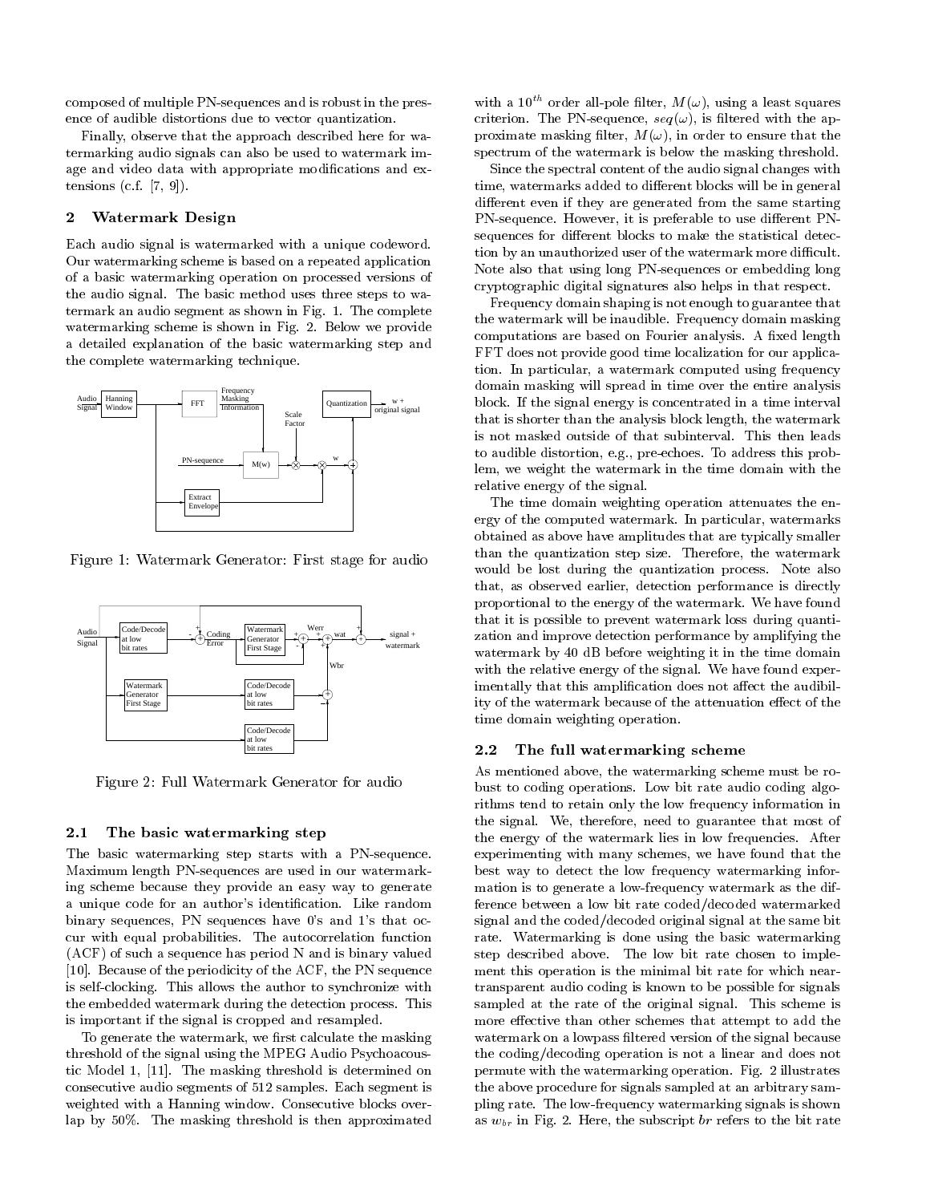composed of multiple PN-sequences and is robust in the presence of audible distortions due to vector quantization.

Finally, observe that the approach described here for watermarking audio signals can also be used to watermark image and video data with appropriate modifications and extensions (c.f. [7, 9]).

## 2 Watermark Design

Each audio signal is watermarked with a unique codeword. Our watermarking scheme is based on a repeated application of a basic watermarking operation on processed versions of the audio signal. The basic method uses three steps to watermark an audio segment as shown in Fig. 1. The complete watermarking scheme is shown in Fig. 2. Below we provide a detailed explanation of the basic watermarking step and the complete watermarking technique.

Figure 1: Watermark Generator: First stage for audio

Figure 2: Full Watermark Generator for audio

### 2.1 The basic watermarking step

The basic watermarking step starts with a PN-sequence. Maximum length PN-sequences are used in our watermarking scheme because they provide an easy way to generate a unique code for an author's identification. Like random binary sequences, PN sequences have 0's and 1's that occur with equal probabilities. The autocorrelation function (ACF) of such a sequence has period N and is binary valued [10]. Because of the periodicity of the ACF, the PN sequence is self-clocking. This allows the author to synchronize with the embedded watermark during the detection process. This is important if the signal is cropped and resampled.

To generate the watermark, we first calculate the masking threshold of the signal using the MPEG Audio Psychoacoustic Model 1, [11]. The masking threshold is determined on consecutive audio segments of 512 samples. Each segment is weighted with a Hanning window. Consecutive blocks overlap by 50%. The masking threshold is then approximated with a $10^{th}$ order all-pole filter, $M(\omega)$, using a least squares criterion. The PN-sequence, $seq(\omega)$, is filtered with the approximate masking filter, $M(\omega)$, in order to ensure that the spectrum of the watermark is below the masking threshold.

Since the spectral content of the audio signal changes with time, watermarks added to different blocks will be in general different even if they are generated from the same starting PN-sequence. However, it is preferable to use different PN-sequences for different blocks to make the statistical detection by an unauthorized user of the watermark more difficult. Note also that using long PN-sequences or embedding long cryptographic digital signatures also helps in that respect.

Frequency domain shaping is not enough to guarantee that the watermark will be inaudible. Frequency domain masking computations are based on Fourier analysis. A fixed length FFT does not provide good time localization for our application. In particular, a watermark computed using frequency domain masking will spread in time over the entire analysis block. If the signal energy is concentrated in a time interval that is shorter than the analysis block length, the watermark is not masked outside of that subinterval. This then leads to audible distortion, e.g., pre-echoes. To address this problem, we weight the watermark in the time domain with the relative energy of the signal.

The time domain weighting operation attenuates the energy of the computed watermark. In particular, watermarks obtained as above have amplitudes that are typically smaller than the quantization step size. Therefore, the watermark would be lost during the quantization process. Note also that, as observed earlier, detection performance is directly proportional to the energy of the watermark. We have found that it is possible to prevent watermark loss during quantization and improve detection performance by amplifying the watermark by 40 dB before weighting it in the time domain with the relative energy of the signal. We have found experimentally that this amplification does not affect the audibility of the watermark because of the attenuation effect of the time domain weighting operation.

### 2.2 The full watermarking scheme

As mentioned above, the watermarking scheme must be robust to coding operations. Low bit rate audio coding algorithms tend to retain only the low frequency information in the signal. We, therefore, need to guarantee that most of the energy of the watermark lies in low frequencies. After experimenting with many schemes, we have found that the best way to detect the low frequency watermarking information is to generate a low-frequency watermark as the difference between a low bit rate coded/decoded watermarked signal and the coded/decoded original signal at the same bit rate. Watermarking is done using the basic watermarking step described above. The low bit rate chosen to implement this operation is the minimal bit rate for which near-transparent audio coding is known to be possible for signals sampled at the rate of the original signal. This scheme is more effective than other schemes that attempt to add the watermark on a lowpass filtered version of the signal because the coding/decoding operation is not a linear and does not permute with the watermarking operation. Fig. 2 illustrates the above procedure for signals sampled at an arbitrary sampling rate. The low-frequency watermarking signals is shown as $w_{br}$ in Fig. 2. Here, the subscript $br$ refers to the bit rate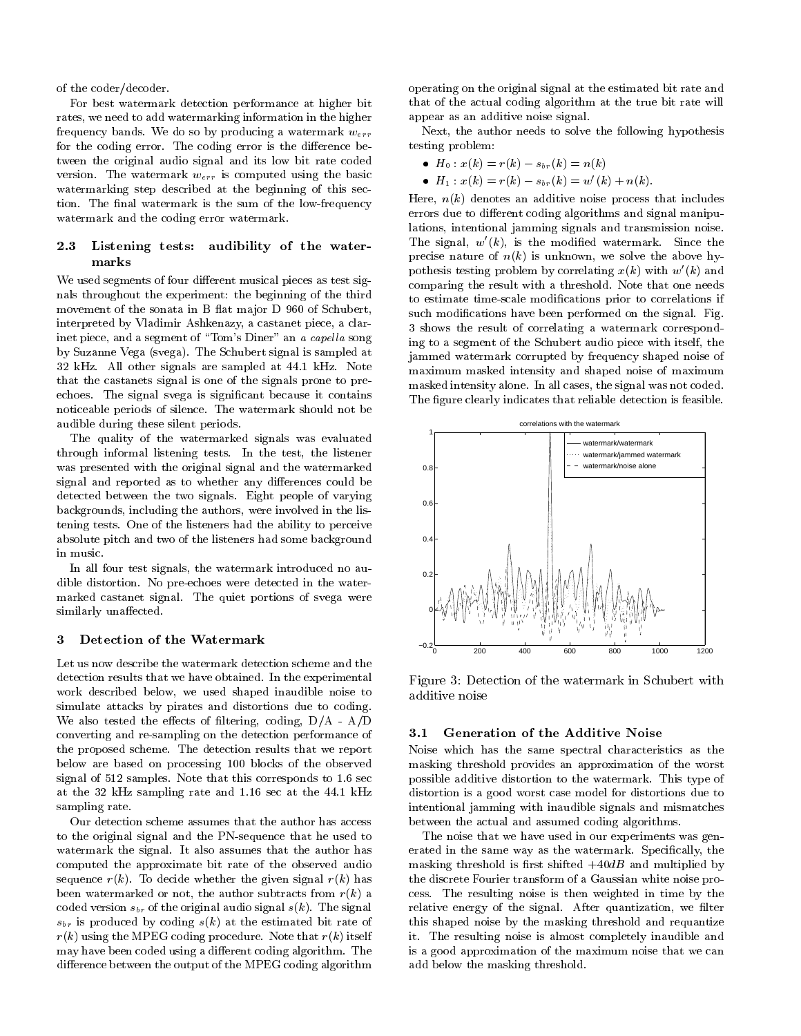of the coder/decoder.

For best watermark detection performance at higher bit rates, we need to add watermarking information in the higher frequency bands. We do so by producing a watermark $w_{err}$ for the coding error. The coding error is the difference between the original audio signal and its low bit rate coded version. The watermark $w_{err}$ is computed using the basic watermarking step described at the beginning of this section. The final watermark is the sum of the low-frequency watermark and the coding error watermark.

### 2.3 Listening tests: audibility of the watermarks

We used segments of four different musical pieces as test signals throughout the experiment: the beginning of the third movement of the sonata in B flat major D 960 of Schubert, interpreted by Vladimir Ashkenazy, a castanet piece, a clarinet piece, and a segment of "Tom's Diner" an *a capella* song by Suzanne Vega (svega). The Schubert signal is sampled at 32 kHz. All other signals are sampled at 44.1 kHz. Note that the castanets signal is one of the signals prone to pre-echoes. The signal svega is significant because it contains noticeable periods of silence. The watermark should not be audible during these silent periods.

The quality of the watermarked signals was evaluated through informal listening tests. In the test, the listener was presented with the original signal and the watermarked signal and reported as to whether any differences could be detected between the two signals. Eight people of varying backgrounds, including the authors, were involved in the listening tests. One of the listeners had the ability to perceive absolute pitch and two of the listeners had some background in music.

In all four test signals, the watermark introduced no audible distortion. No pre-echoes were detected in the watermarked castanet signal. The quiet portions of svega were similarly unaffected.

## 3 Detection of the Watermark

Let us now describe the watermark detection scheme and the detection results that we have obtained. In the experimental work described below, we used shaped inaudible noise to simulate attacks by pirates and distortions due to coding. We also tested the effects of filtering, coding, D/A - A/D converting and re-sampling on the detection performance of the proposed scheme. The detection results that we report below are based on processing 100 blocks of the observed signal of 512 samples. Note that this corresponds to 1.6 sec at the 32 kHz sampling rate and 1.16 sec at the 44.1 kHz sampling rate.

Our detection scheme assumes that the author has access to the original signal and the PN-sequence that he used to watermark the signal. It also assumes that the author has computed the approximate bit rate of the observed audio sequence $r(k)$. To decide whether the given signal $r(k)$ has been watermarked or not, the author subtracts from $r(k)$ a coded version $s_{br}$ of the original audio signal $s(k)$. The signal $s_{br}$ is produced by coding $s(k)$ at the estimated bit rate of $r(k)$ using the MPEG coding procedure. Note that $r(k)$ itself may have been coded using a different coding algorithm. The difference between the output of the MPEG coding algorithm operating on the original signal at the estimated bit rate and that of the actual coding algorithm at the true bit rate will appear as an additive noise signal.

Next, the author needs to solve the following hypothesis testing problem:

- $H_0 : x(k) = r(k) - s_{br}(k) = n(k)$
- $H_1 : x(k) = r(k) - s_{br}(k) = w'(k) + n(k)$.

Here, $n(k)$ denotes an additive noise process that includes errors due to different coding algorithms and signal manipulations, intentional jamming signals and transmission noise. The signal, $w'(k)$, is the modified watermark. Since the precise nature of $n(k)$ is unknown, we solve the above hypothesis testing problem by correlating $x(k)$ with $w'(k)$ and comparing the result with a threshold. Note that one needs to estimate time-scale modifications prior to correlations if such modifications have been performed on the signal. Fig. 3 shows the result of correlating a watermark corresponding to a segment of the Schubert audio piece with itself, the jammed watermark corrupted by frequency shaped noise of maximum masked intensity and shaped noise of maximum masked intensity alone. In all cases, the signal was not coded. The figure clearly indicates that reliable detection is feasible.

Figure 3: Detection of the watermark in Schubert with additive noise

### 3.1 Generation of the Additive Noise

Noise which has the same spectral characteristics as the masking threshold provides an approximation of the worst possible additive distortion to the watermark. This type of distortion is a good worst case model for distortions due to intentional jamming with inaudible signals and mismatches between the actual and assumed coding algorithms.

The noise that we have used in our experiments was generated in the same way as the watermark. Specifically, the masking threshold is first shifted $+40dB$ and multiplied by the discrete Fourier transform of a Gaussian white noise process. The resulting noise is then weighted in time by the relative energy of the signal. After quantization, we filter this shaped noise by the masking threshold and requantize it. The resulting noise is almost completely inaudible and is a good approximation of the maximum noise that we can add below the masking threshold.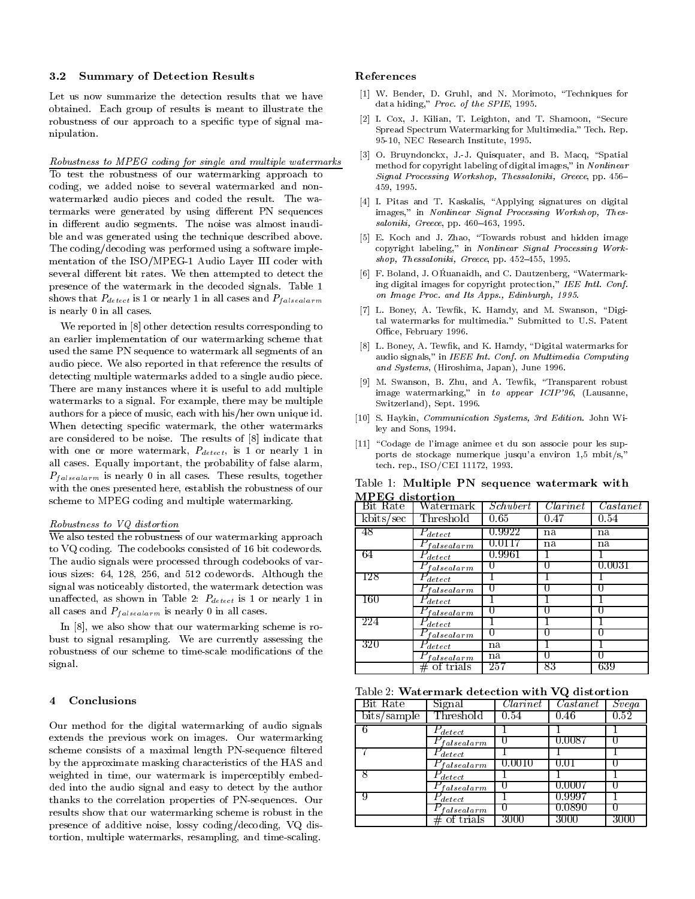### 3.2 Summary of Detection Results

Let us now summarize the detection results that we have obtained. Each group of results is meant to illustrate the robustness of our approach to a specific type of signal manipulation.

*Robustness to MPEG coding for single and multiple watermarks*

To test the robustness of our watermarking approach to coding, we added noise to several watermarked and non-watermarked audio pieces and coded the result. The watermarks were generated by using different PN sequences in different audio segments. The noise was almost inaudible and was generated using the technique described above. The coding/decoding was performed using a software implementation of the ISO/MPEG-1 Audio Layer III coder with several different bit rates. We then attempted to detect the presence of the watermark in the decoded signals. Table 1 shows that $P_{detect}$ is 1 or nearly 1 in all cases and $P_{falsealarm}$ is nearly 0 in all cases.

We reported in [8] other detection results corresponding to an earlier implementation of our watermarking scheme that used the same PN sequence to watermark all segments of an audio piece. We also reported in that reference the results of detecting multiple watermarks added to a single audio piece. There are many instances where it is useful to add multiple watermarks to a signal. For example, there may be multiple authors for a piece of music, each with his/her own unique id. When detecting specific watermark, the other watermarks are considered to be noise. The results of [8] indicate that with one or more watermark, $P_{detect}$, is 1 or nearly 1 in all cases. Equally important, the probability of false alarm, $P_{falsealarm}$ is nearly 0 in all cases. These results, together with the ones presented here, establish the robustness of our scheme to MPEG coding and multiple watermarking.

*Robustness to VQ distortion*

We also tested the robustness of our watermarking approach to VQ coding. The codebooks consisted of 16 bit codewords. The audio signals were processed through codebooks of various sizes: 64, 128, 256, and 512 codewords. Although the signal was noticeably distorted, the watermark detection was unaffected, as shown in Table 2: $P_{detect}$ is 1 or nearly 1 in all cases and $P_{falsealarm}$ is nearly 0 in all cases.

In [8], we also show that our watermarking scheme is robust to signal resampling. We are currently assessing the robustness of our scheme to time-scale modifications of the signal.

## 4 Conclusions

Our method for the digital watermarking of audio signals extends the previous work on images. Our watermarking scheme consists of a maximal length PN-sequence filtered by the approximate masking characteristics of the HAS and weighted in time, our watermark is imperceptibly embedded into the audio signal and easy to detect by the author thanks to the correlation properties of PN-sequences. Our results show that our watermarking scheme is robust in the presence of additive noise, lossy coding/decoding, VQ distortion, multiple watermarks, resampling, and time-scaling.

## References

[1] W. Bender, D. Gruhl, and N. Morimoto, "Techniques for data hiding," *Proc. of the SPIE*, 1995.

[2] I. Cox, J. Kilian, T. Leighton, and T. Shamoon, "Secure Spread Spectrum Watermarking for Multimedia." Tech. Rep. 95-10, NEC Research Institute, 1995.

[3] O. Bruyndonckx, J.-J. Quisquater, and B. Macq, "Spatial method for copyright labeling of digital images," in *Nonlinear Signal Processing Workshop, Thessaloniki, Greece*, pp. 456–459, 1995.

[4] I. Pitas and T. Kaskalis, "Applying signatures on digital images," in *Nonlinear Signal Processing Workshop, Thessaloniki, Greece*, pp. 460–463, 1995.

[5] E. Koch and J. Zhao, "Towards robust and hidden image copyright labeling," in *Nonlinear Signal Processing Workshop, Thessaloniki, Greece*, pp. 452–455, 1995.

[6] F. Boland, J. OŔuanaidh, and C. Dautzenberg, "Watermarking digital images for copyright protection," *IEE Intl. Conf. on Image Proc. and Its Apps., Edinburgh, 1995.*

[7] L. Boney, A. Tewfik, K. Hamdy, and M. Swanson, "Digital watermarks for multimedia." Submitted to U.S. Patent Office, February 1996.

[8] L. Boney, A. Tewfik, and K. Hamdy, "Digital watermarks for audio signals," in *IEEE Int. Conf. on Multimedia Computing and Systems*, (Hiroshima, Japan), June 1996.

[9] M. Swanson, B. Zhu, and A. Tewfik, "Transparent robust image watermarking," in *to appear ICIP'96*, (Lausanne, Switzerland), Sept. 1996.

[10] S. Haykin, *Communication Systems, 3rd Edition*. John Wiley and Sons, 1994.

[11] "Codage de l'image animee et du son associe pour les supports de stockage numerique jusqu'a environ 1,5 mbit/s," tech. rep., ISO/CEI 11172, 1993.

Table 1: **Multiple PN sequence watermark with MPEG distortion**

| Bit Rate | Watermark | *Schubert* | *Clarinet* | *Castanet* |
|---|---|---|---|---|
| kbits/sec | Threshold | 0.65 | 0.47 | 0.54 |
| 48 | $P_{detect}$ | 0.9922 | na | na |
| | $P_{falsealarm}$ | 0.0117 | na | na |
| 64 | $P_{detect}$ | 0.9961 | 1 | 1 |
| | $P_{falsealarm}$ | 0 | 0 | 0.0031 |
| 128 | $P_{detect}$ | 1 | 1 | 1 |
| | $P_{falsealarm}$ | 0 | 0 | 0 |
| 160 | $P_{detect}$ | 1 | 1 | 1 |
| | $P_{falsealarm}$ | 0 | 0 | 0 |
| 224 | $P_{detect}$ | 1 | 1 | 1 |
| | $P_{falsealarm}$ | 0 | 0 | 0 |
| 320 | $P_{detect}$ | na | 1 | 1 |
| | $P_{falsealarm}$ | na | 0 | 0 |
| | # of trials | 257 | 83 | 639 |

Table 2: **Watermark detection with VQ distortion**

| Bit Rate | Signal | *Clarinet* | *Castanet* | *Svega* |
|---|---|---|---|---|
| bits/sample | Threshold | 0.54 | 0.46 | 0.52 |
| 6 | $P_{detect}$ | 1 | 1 | 1 |
| | $P_{falsealarm}$ | 0 | 0.0087 | 0 |
| 7 | $P_{detect}$ | 1 | 1 | 1 |
| | $P_{falsealarm}$ | 0.0010 | 0.01 | 0 |
| 8 | $P_{detect}$ | 1 | 1 | 1 |
| | $P_{falsealarm}$ | 0 | 0.0007 | 0 |
| 9 | $P_{detect}$ | 1 | 0.9997 | 1 |
| | $P_{falsealarm}$ | 0 | 0.0890 | 0 |
| | # of trials | 3000 | 3000 | 3000 |